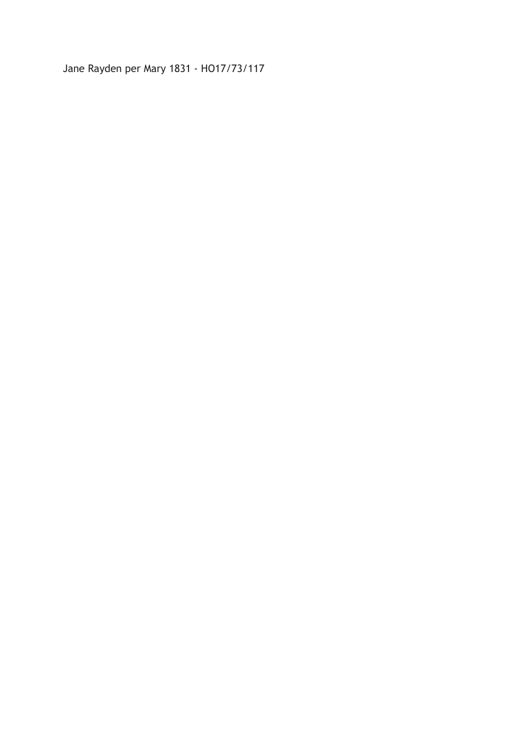Jane Rayden per Mary 1831 - HO17/73/117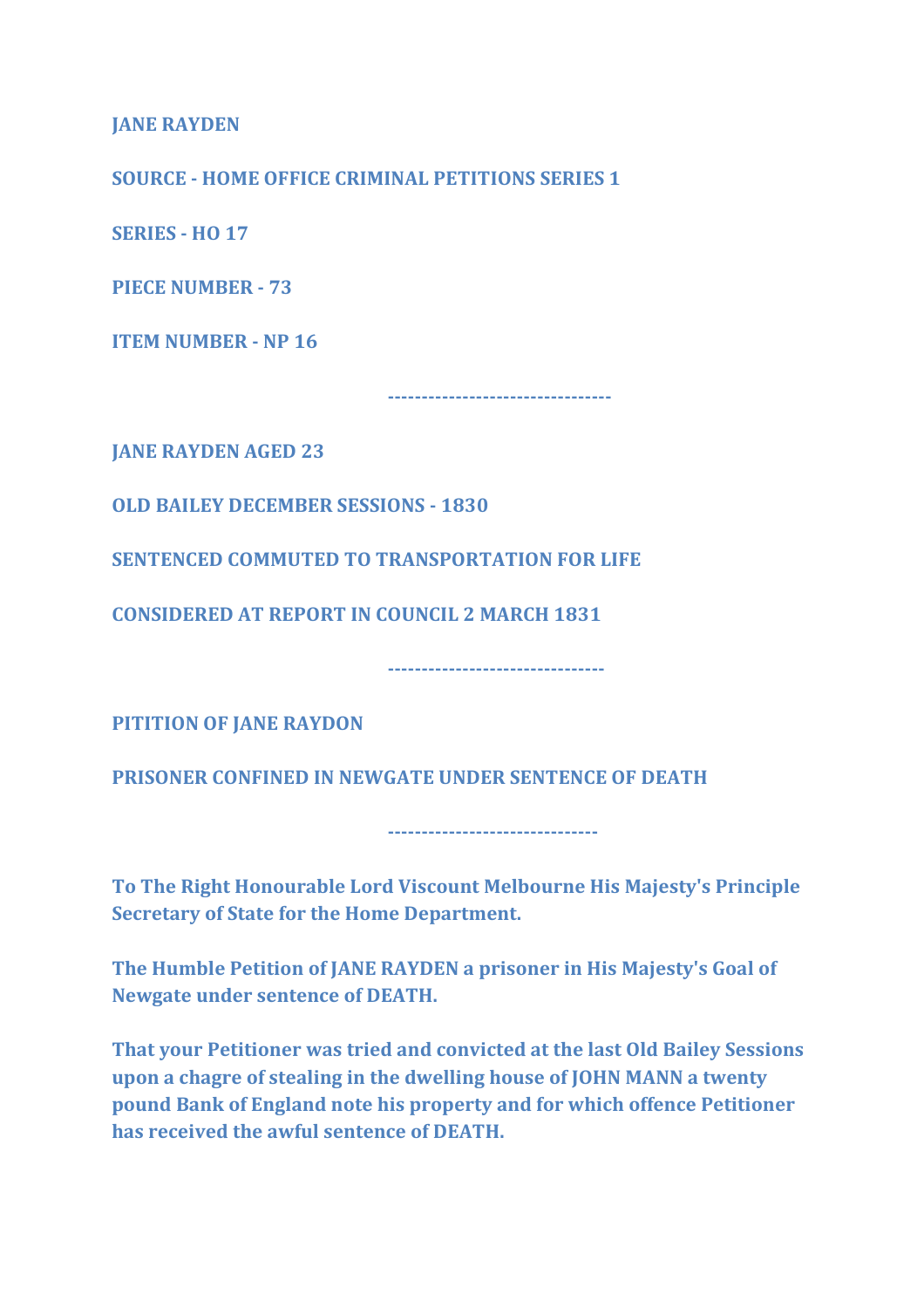**JANE RAYDEN**

**SOURCE - HOME OFFICE CRIMINAL PETITIONS SERIES 1**

**SERIES - HO 17**

**PIECE NUMBER - 73**

**ITEM NUMBER - NP 16**

--------------------------------

**JANE RAYDEN AGED 23**

**OLD BAILEY DECEMBER SESSIONS - 1830**

**SENTENCED COMMUTED TO TRANSPORTATION FOR LIFE**

**CONSIDERED AT REPORT IN COUNCIL 2 MARCH 1831**

-------------------------------

**PITITION OF JANE RAYDON**

**PRISONER CONFINED IN NEWGATE UNDER SENTENCE OF DEATH**

------------------------------

**To The Right Honourable Lord Viscount Melbourne His Majesty's Principle Secretary of State for the Home Department.**

**The Humble Petition of JANE RAYDEN a prisoner in His Majesty's Goal of Newgate under sentence of DEATH.**

**That your Petitioner was tried and convicted at the last Old Bailey Sessions upon a chagre of stealing in the dwelling house of JOHN MANN a twenty pound Bank of England note his property and for which offence Petitioner has received the awful sentence of DEATH.**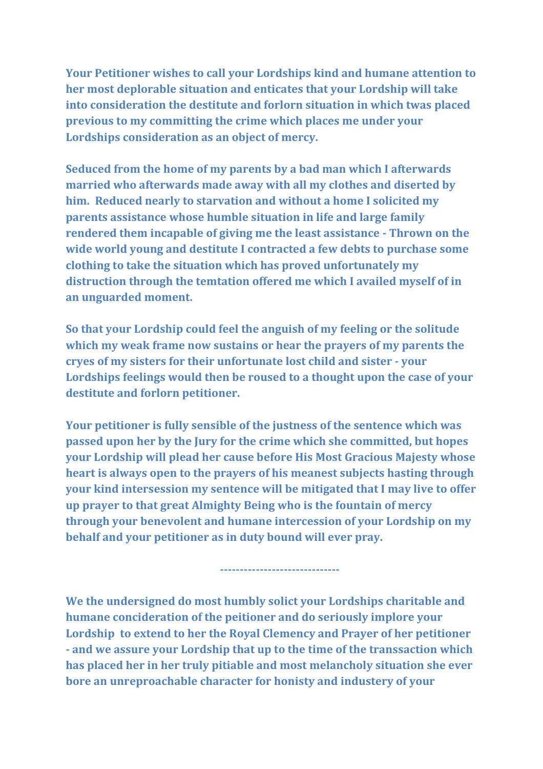**Your Petitioner wishes to call your Lordships kind and humane attention to her most deplorable situation and enticates that your Lordship will take into consideration the destitute and forlorn situation in which twas placed previous to my committing the crime which places me under your Lordships consideration as an object of mercy.**

**Seduced from the home of my parents by a bad man which I afterwards married who afterwards made away with all my clothes and diserted by him. Reduced nearly to starvation and without a home I solicited my parents assistance whose humble situation in life and large family rendered them incapable of giving me the least assistance - Thrown on the wide world young and destitute I contracted a few debts to purchase some clothing to take the situation which has proved unfortunately my distruction through the temtation offered me which I availed myself of in an unguarded moment.**

**So that your Lordship could feel the anguish of my feeling or the solitude which my weak frame now sustains or hear the prayers of my parents the cryes of my sisters for their unfortunate lost child and sister - your Lordships feelings would then be roused to a thought upon the case of your destitute and forlorn petitioner.**

**Your petitioner is fully sensible of the justness of the sentence which was passed upon her by the Jury for the crime which she committed, but hopes your Lordship will plead her cause before His Most Gracious Majesty whose heart is always open to the prayers of his meanest subjects hasting through your kind intersession my sentence will be mitigated that I may live to offer up prayer to that great Almighty Being who is the fountain of mercy through your benevolent and humane intercession of your Lordship on my behalf and your petitioner as in duty bound will ever pray.**

------------------------------

**We the undersigned do most humbly solict your Lordships charitable and humane concideration of the peitioner and do seriously implore your Lordship to extend to her the Royal Clemency and Prayer of her petitioner - and we assure your Lordship that up to the time of the transsaction which has placed her in her truly pitiable and most melancholy situation she ever bore an unreproachable character for honisty and industery of your**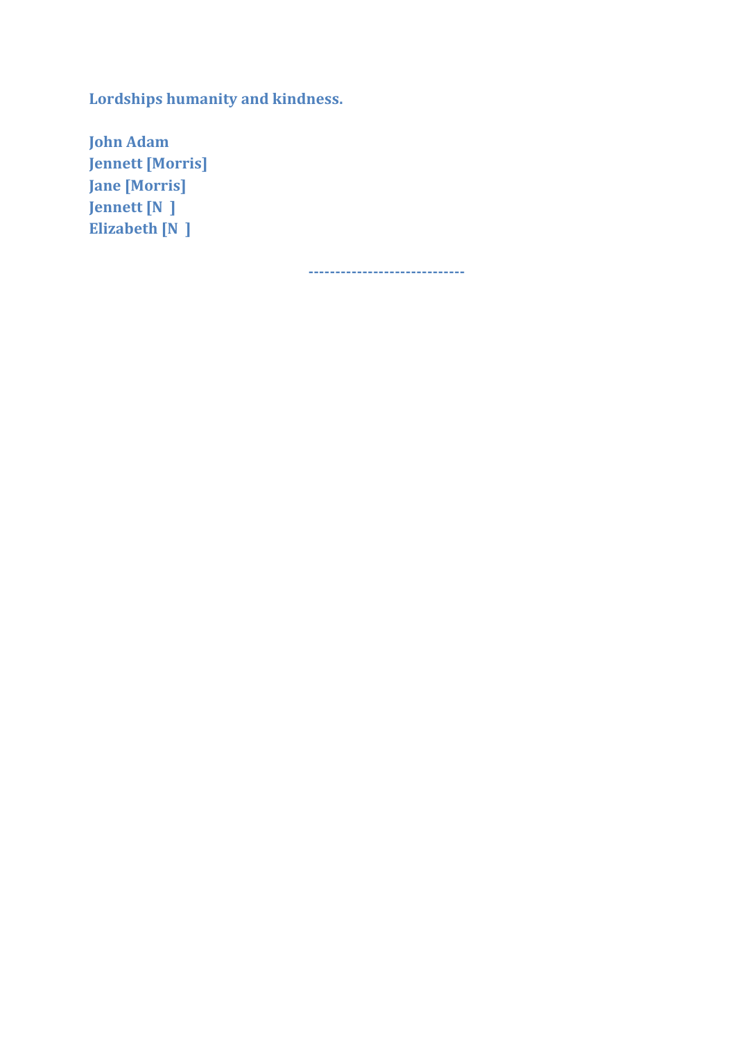**Lordships humanity and kindness.**

**John Adam**
**Jennett [Morris]**
**Jane [Morris]**
**Jennett [N ]**
**Elizabeth [N ]**

---------------------------